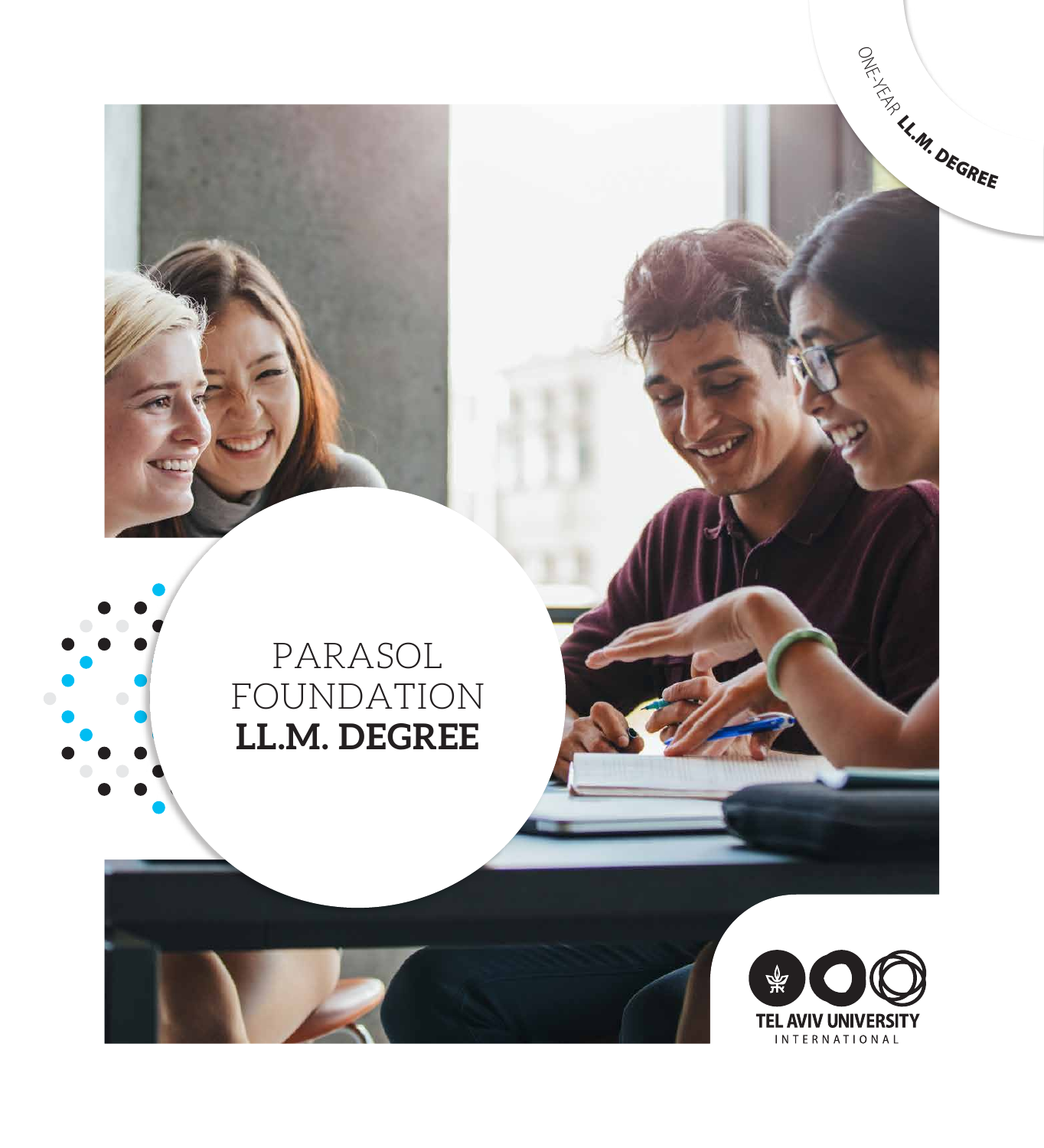ONE-YEAR **LL.M. DEGREE**

# PARASOL FOUNDATION **LL.M. DEGREE**

TEL AVIV UNIVERSITY
INTERNATIONAL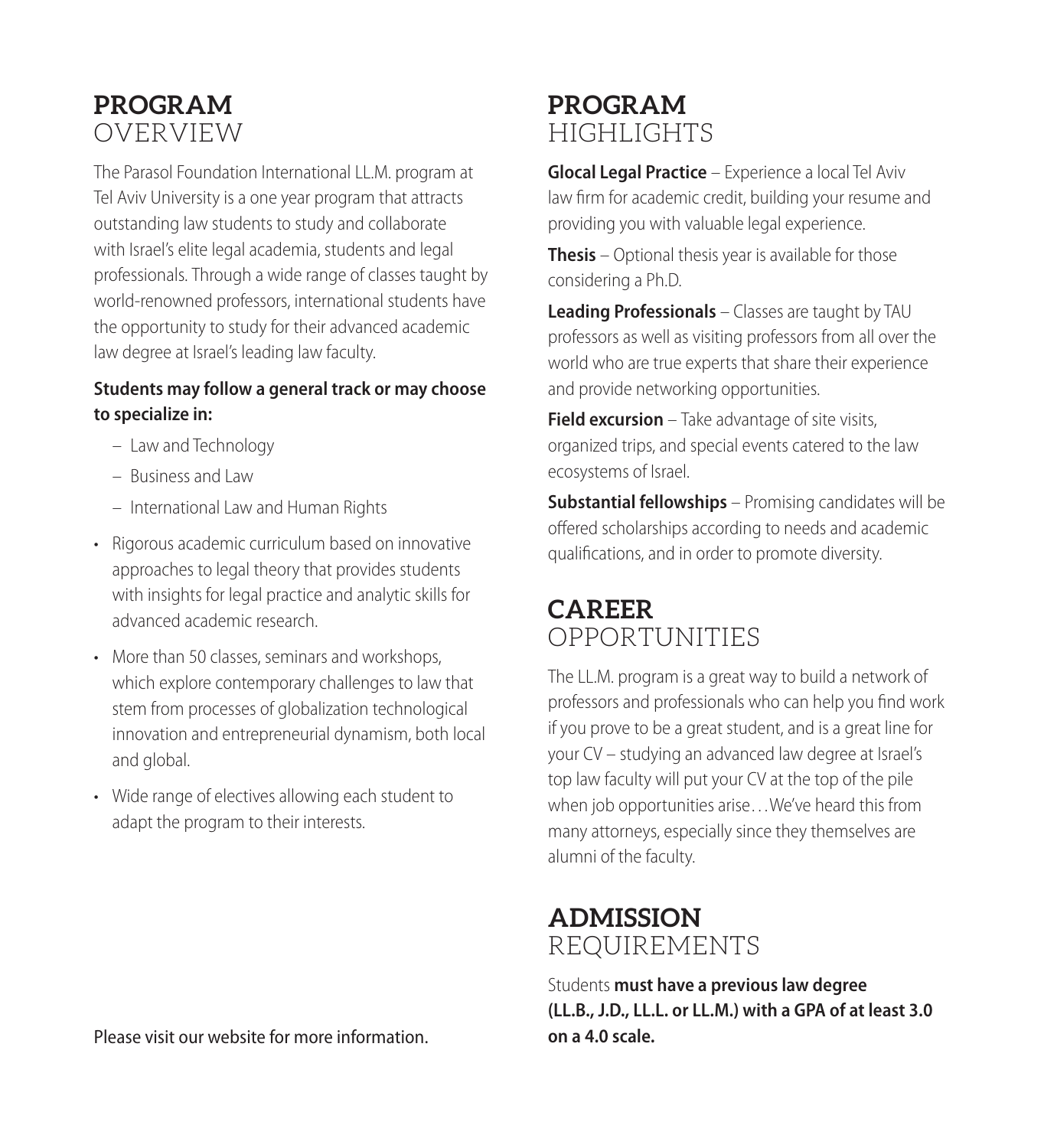## PROGRAM OVERVIEW

The Parasol Foundation International LL.M. program at Tel Aviv University is a one year program that attracts outstanding law students to study and collaborate with Israel's elite legal academia, students and legal professionals. Through a wide range of classes taught by world-renowned professors, international students have the opportunity to study for their advanced academic law degree at Israel's leading law faculty.

**Students may follow a general track or may choose to specialize in:**

- Law and Technology
- Business and Law
- International Law and Human Rights

- Rigorous academic curriculum based on innovative approaches to legal theory that provides students with insights for legal practice and analytic skills for advanced academic research.
- More than 50 classes, seminars and workshops, which explore contemporary challenges to law that stem from processes of globalization technological innovation and entrepreneurial dynamism, both local and global.
- Wide range of electives allowing each student to adapt the program to their interests.

Please visit our website for more information.

## PROGRAM HIGHLIGHTS

**Glocal Legal Practice** – Experience a local Tel Aviv law firm for academic credit, building your resume and providing you with valuable legal experience.

**Thesis** – Optional thesis year is available for those considering a Ph.D.

**Leading Professionals** – Classes are taught by TAU professors as well as visiting professors from all over the world who are true experts that share their experience and provide networking opportunities.

**Field excursion** – Take advantage of site visits, organized trips, and special events catered to the law ecosystems of Israel.

**Substantial fellowships** – Promising candidates will be offered scholarships according to needs and academic qualifications, and in order to promote diversity.

## CAREER OPPORTUNITIES

The LL.M. program is a great way to build a network of professors and professionals who can help you find work if you prove to be a great student, and is a great line for your CV – studying an advanced law degree at Israel's top law faculty will put your CV at the top of the pile when job opportunities arise…We've heard this from many attorneys, especially since they themselves are alumni of the faculty.

## ADMISSION REQUIREMENTS

Students **must have a previous law degree (LL.B., J.D., LL.L. or LL.M.) with a GPA of at least 3.0 on a 4.0 scale.**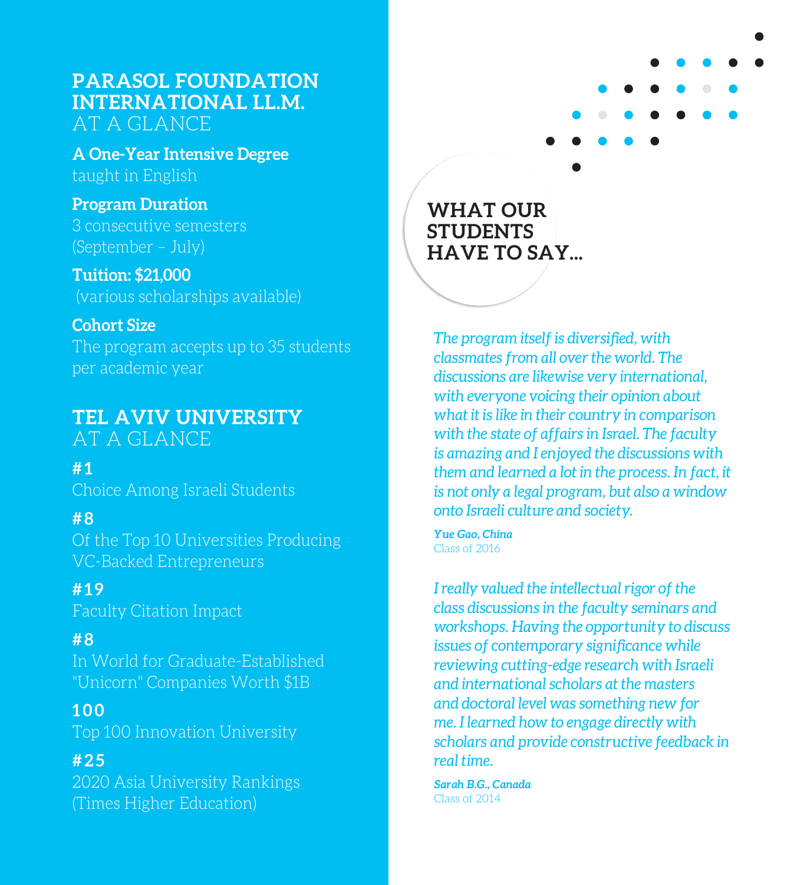## PARASOL FOUNDATION INTERNATIONAL LL.M. AT A GLANCE

**A One-Year Intensive Degree**
taught in English

**Program Duration**
3 consecutive semesters
(September – July)

**Tuition: $21,000**
(various scholarships available)

**Cohort Size**
The program accepts up to 35 students per academic year

## TEL AVIV UNIVERSITY AT A GLANCE

**#1**
Choice Among Israeli Students

**#8**
Of the Top 10 Universities Producing VC-Backed Entrepreneurs

**#19**
Faculty Citation Impact

**#8**
In World for Graduate-Established "Unicorn" Companies Worth $1B

**100**
Top 100 Innovation University

**#25**
2020 Asia University Rankings
(Times Higher Education)

## WHAT OUR STUDENTS HAVE TO SAY...

*The program itself is diversified, with classmates from all over the world. The discussions are likewise very international, with everyone voicing their opinion about what it is like in their country in comparison with the state of affairs in Israel. The faculty is amazing and I enjoyed the discussions with them and learned a lot in the process. In fact, it is not only a legal program, but also a window onto Israeli culture and society.*

***Yue Gao, China***
Class of 2016

*I really valued the intellectual rigor of the class discussions in the faculty seminars and workshops. Having the opportunity to discuss issues of contemporary significance while reviewing cutting-edge research with Israeli and international scholars at the masters and doctoral level was something new for me. I learned how to engage directly with scholars and provide constructive feedback in real time.*

***Sarah B.G., Canada***
Class of 2014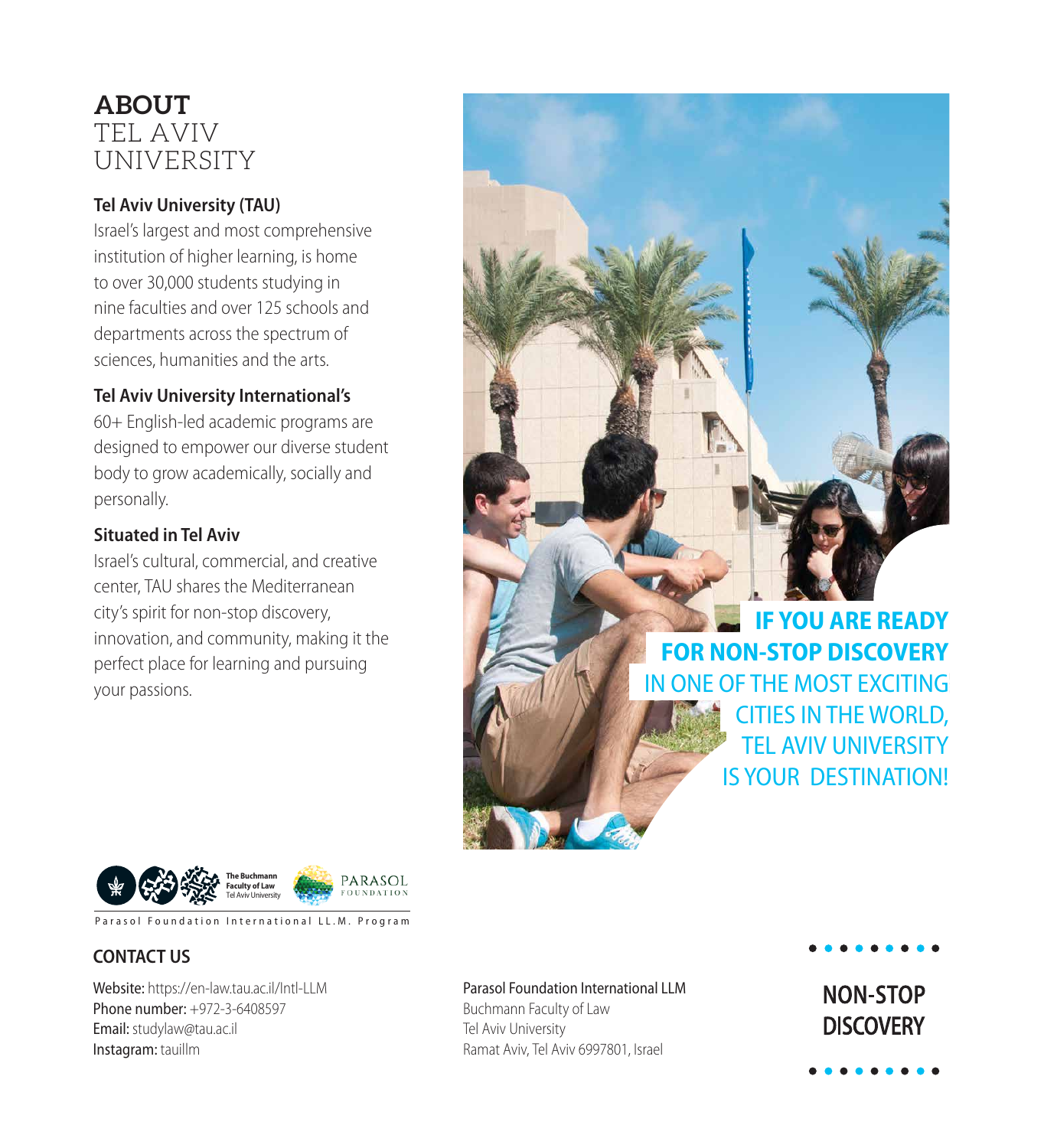# ABOUT TEL AVIV UNIVERSITY

**Tel Aviv University (TAU)**
Israel's largest and most comprehensive institution of higher learning, is home to over 30,000 students studying in nine faculties and over 125 schools and departments across the spectrum of sciences, humanities and the arts.

**Tel Aviv University International's**
60+ English-led academic programs are designed to empower our diverse student body to grow academically, socially and personally.

**Situated in Tel Aviv**
Israel's cultural, commercial, and creative center, TAU shares the Mediterranean city's spirit for non-stop discovery, innovation, and community, making it the perfect place for learning and pursuing your passions.

**IF YOU ARE READY FOR NON-STOP DISCOVERY** IN ONE OF THE MOST EXCITING CITIES IN THE WORLD, TEL AVIV UNIVERSITY IS YOUR DESTINATION!

The Buchmann Faculty of Law
Tel Aviv University

PARASOL FOUNDATION

Parasol Foundation International LL.M. Program

## CONTACT US

**Website:** https://en-law.tau.ac.il/Intl-LLM
**Phone number:** +972-3-6408597
**Email:** studylaw@tau.ac.il
**Instagram:** tauillm

Parasol Foundation International LLM
Buchmann Faculty of Law
Tel Aviv University
Ramat Aviv, Tel Aviv 6997801, Israel

**NON-STOP DISCOVERY**